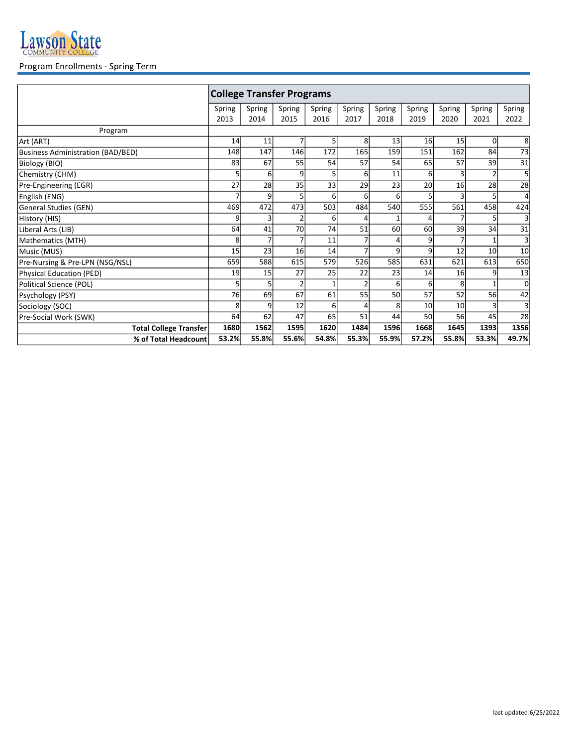Lawson State Community College

Program Enrollments - Spring Term

| Program | College Transfer Programs | | | | | | | | | |
|---|---|---|---|---|---|---|---|---|---|---|
| | Spring 2013 | Spring 2014 | Spring 2015 | Spring 2016 | Spring 2017 | Spring 2018 | Spring 2019 | Spring 2020 | Spring 2021 | Spring 2022 |
| Art (ART) | 14 | 11 | 7 | 5 | 8 | 13 | 16 | 15 | 0 | 8 |
| Business Administration (BAD/BED) | 148 | 147 | 146 | 172 | 165 | 159 | 151 | 162 | 84 | 73 |
| Biology (BIO) | 83 | 67 | 55 | 54 | 57 | 54 | 65 | 57 | 39 | 31 |
| Chemistry (CHM) | 5 | 6 | 9 | 5 | 6 | 11 | 6 | 3 | 2 | 5 |
| Pre-Engineering (EGR) | 27 | 28 | 35 | 33 | 29 | 23 | 20 | 16 | 28 | 28 |
| English (ENG) | 7 | 9 | 5 | 6 | 6 | 6 | 5 | 3 | 5 | 4 |
| General Studies (GEN) | 469 | 472 | 473 | 503 | 484 | 540 | 555 | 561 | 458 | 424 |
| History (HIS) | 9 | 3 | 2 | 6 | 4 | 1 | 4 | 7 | 5 | 3 |
| Liberal Arts (LIB) | 64 | 41 | 70 | 74 | 51 | 60 | 60 | 39 | 34 | 31 |
| Mathematics (MTH) | 8 | 7 | 7 | 11 | 7 | 4 | 9 | 7 | 1 | 3 |
| Music (MUS) | 15 | 23 | 16 | 14 | 7 | 9 | 9 | 12 | 10 | 10 |
| Pre-Nursing & Pre-LPN (NSG/NSL) | 659 | 588 | 615 | 579 | 526 | 585 | 631 | 621 | 613 | 650 |
| Physical Education (PED) | 19 | 15 | 27 | 25 | 22 | 23 | 14 | 16 | 9 | 13 |
| Political Science (POL) | 5 | 5 | 2 | 1 | 2 | 6 | 6 | 8 | 1 | 0 |
| Psychology (PSY) | 76 | 69 | 67 | 61 | 55 | 50 | 57 | 52 | 56 | 42 |
| Sociology (SOC) | 8 | 9 | 12 | 6 | 4 | 8 | 10 | 10 | 3 | 3 |
| Pre-Social Work (SWK) | 64 | 62 | 47 | 65 | 51 | 44 | 50 | 56 | 45 | 28 |
| **Total College Transfer** | **1680** | **1562** | **1595** | **1620** | **1484** | **1596** | **1668** | **1645** | **1393** | **1356** |
| **% of Total Headcount** | **53.2%** | **55.8%** | **55.6%** | **54.8%** | **55.3%** | **55.9%** | **57.2%** | **55.8%** | **53.3%** | **49.7%** |

last updated:6/25/2022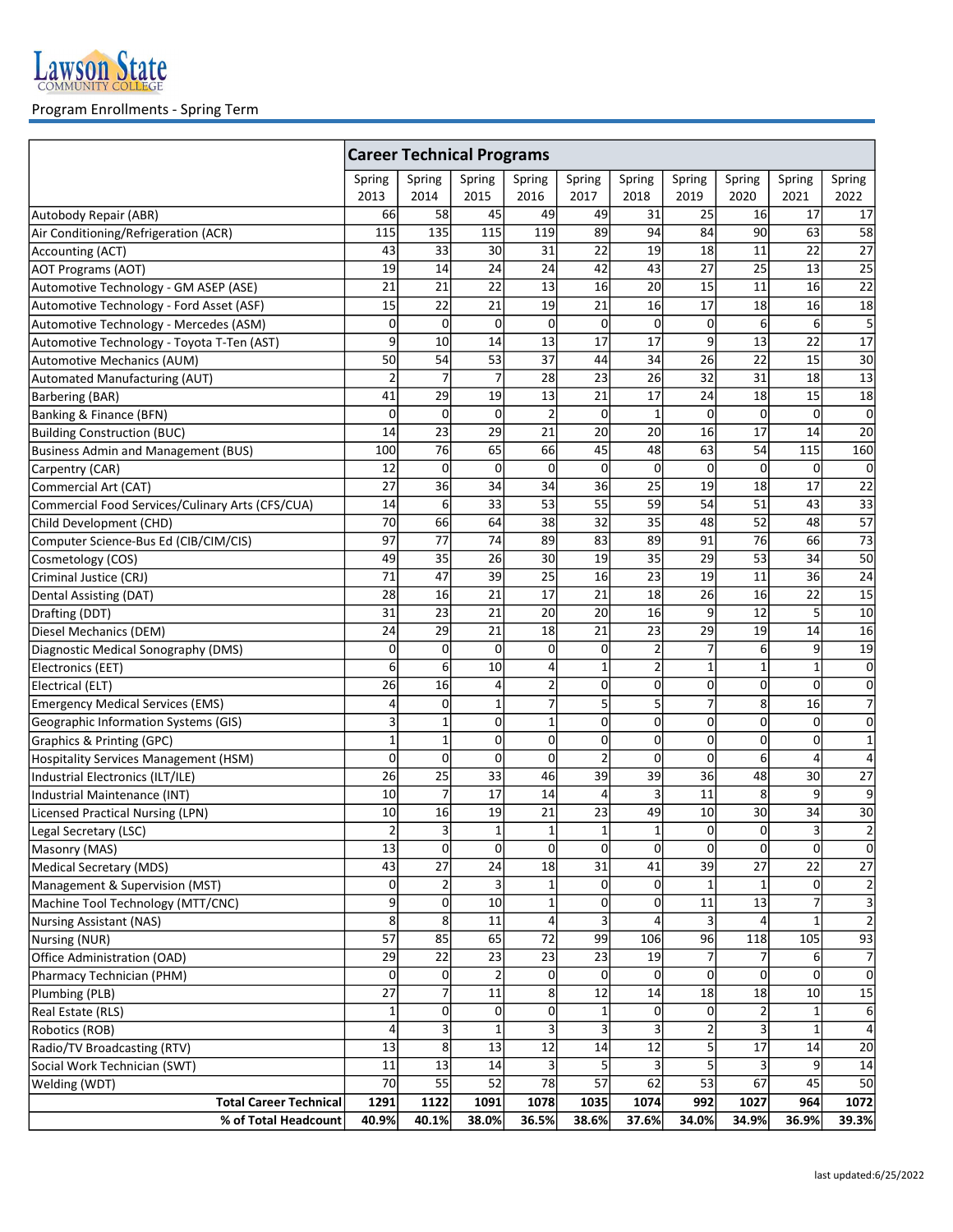Lawson State Community College

Program Enrollments - Spring Term

| | Career Technical Programs | | | | | | | | | |
|---|---|---|---|---|---|---|---|---|---|---|
| | Spring 2013 | Spring 2014 | Spring 2015 | Spring 2016 | Spring 2017 | Spring 2018 | Spring 2019 | Spring 2020 | Spring 2021 | Spring 2022 |
| Autobody Repair (ABR) | 66 | 58 | 45 | 49 | 49 | 31 | 25 | 16 | 17 | 17 |
| Air Conditioning/Refrigeration (ACR) | 115 | 135 | 115 | 119 | 89 | 94 | 84 | 90 | 63 | 58 |
| Accounting (ACT) | 43 | 33 | 30 | 31 | 22 | 19 | 18 | 11 | 22 | 27 |
| AOT Programs (AOT) | 19 | 14 | 24 | 24 | 42 | 43 | 27 | 25 | 13 | 25 |
| Automotive Technology - GM ASEP (ASE) | 21 | 21 | 22 | 13 | 16 | 20 | 15 | 11 | 16 | 22 |
| Automotive Technology - Ford Asset (ASF) | 15 | 22 | 21 | 19 | 21 | 16 | 17 | 18 | 16 | 18 |
| Automotive Technology - Mercedes (ASM) | 0 | 0 | 0 | 0 | 0 | 0 | 0 | 6 | 6 | 5 |
| Automotive Technology - Toyota T-Ten (AST) | 9 | 10 | 14 | 13 | 17 | 17 | 9 | 13 | 22 | 17 |
| Automotive Mechanics (AUM) | 50 | 54 | 53 | 37 | 44 | 34 | 26 | 22 | 15 | 30 |
| Automated Manufacturing (AUT) | 2 | 7 | 7 | 28 | 23 | 26 | 32 | 31 | 18 | 13 |
| Barbering (BAR) | 41 | 29 | 19 | 13 | 21 | 17 | 24 | 18 | 15 | 18 |
| Banking & Finance (BFN) | 0 | 0 | 0 | 2 | 0 | 1 | 0 | 0 | 0 | 0 |
| Building Construction (BUC) | 14 | 23 | 29 | 21 | 20 | 20 | 16 | 17 | 14 | 20 |
| Business Admin and Management (BUS) | 100 | 76 | 65 | 66 | 45 | 48 | 63 | 54 | 115 | 160 |
| Carpentry (CAR) | 12 | 0 | 0 | 0 | 0 | 0 | 0 | 0 | 0 | 0 |
| Commercial Art (CAT) | 27 | 36 | 34 | 34 | 36 | 25 | 19 | 18 | 17 | 22 |
| Commercial Food Services/Culinary Arts (CFS/CUA) | 14 | 6 | 33 | 53 | 55 | 59 | 54 | 51 | 43 | 33 |
| Child Development (CHD) | 70 | 66 | 64 | 38 | 32 | 35 | 48 | 52 | 48 | 57 |
| Computer Science-Bus Ed (CIB/CIM/CIS) | 97 | 77 | 74 | 89 | 83 | 89 | 91 | 76 | 66 | 73 |
| Cosmetology (COS) | 49 | 35 | 26 | 30 | 19 | 35 | 29 | 53 | 34 | 50 |
| Criminal Justice (CRJ) | 71 | 47 | 39 | 25 | 16 | 23 | 19 | 11 | 36 | 24 |
| Dental Assisting (DAT) | 28 | 16 | 21 | 17 | 21 | 18 | 26 | 16 | 22 | 15 |
| Drafting (DDT) | 31 | 23 | 21 | 20 | 20 | 16 | 9 | 12 | 5 | 10 |
| Diesel Mechanics (DEM) | 24 | 29 | 21 | 18 | 21 | 23 | 29 | 19 | 14 | 16 |
| Diagnostic Medical Sonography (DMS) | 0 | 0 | 0 | 0 | 0 | 2 | 7 | 6 | 9 | 19 |
| Electronics (EET) | 6 | 6 | 10 | 4 | 1 | 2 | 1 | 1 | 1 | 0 |
| Electrical (ELT) | 26 | 16 | 4 | 2 | 0 | 0 | 0 | 0 | 0 | 0 |
| Emergency Medical Services (EMS) | 4 | 0 | 1 | 7 | 5 | 5 | 7 | 8 | 16 | 7 |
| Geographic Information Systems (GIS) | 3 | 1 | 0 | 1 | 0 | 0 | 0 | 0 | 0 | 0 |
| Graphics & Printing (GPC) | 1 | 1 | 0 | 0 | 0 | 0 | 0 | 0 | 0 | 1 |
| Hospitality Services Management (HSM) | 0 | 0 | 0 | 0 | 2 | 0 | 0 | 6 | 4 | 4 |
| Industrial Electronics (ILT/ILE) | 26 | 25 | 33 | 46 | 39 | 39 | 36 | 48 | 30 | 27 |
| Industrial Maintenance (INT) | 10 | 7 | 17 | 14 | 4 | 3 | 11 | 8 | 9 | 9 |
| Licensed Practical Nursing (LPN) | 10 | 16 | 19 | 21 | 23 | 49 | 10 | 30 | 34 | 30 |
| Legal Secretary (LSC) | 2 | 3 | 1 | 1 | 1 | 1 | 0 | 0 | 3 | 2 |
| Masonry (MAS) | 13 | 0 | 0 | 0 | 0 | 0 | 0 | 0 | 0 | 0 |
| Medical Secretary (MDS) | 43 | 27 | 24 | 18 | 31 | 41 | 39 | 27 | 22 | 27 |
| Management & Supervision (MST) | 0 | 2 | 3 | 1 | 0 | 0 | 1 | 1 | 0 | 2 |
| Machine Tool Technology (MTT/CNC) | 9 | 0 | 10 | 1 | 0 | 0 | 11 | 13 | 7 | 3 |
| Nursing Assistant (NAS) | 8 | 8 | 11 | 4 | 3 | 4 | 3 | 4 | 1 | 2 |
| Nursing (NUR) | 57 | 85 | 65 | 72 | 99 | 106 | 96 | 118 | 105 | 93 |
| Office Administration (OAD) | 29 | 22 | 23 | 23 | 23 | 19 | 7 | 7 | 6 | 7 |
| Pharmacy Technician (PHM) | 0 | 0 | 2 | 0 | 0 | 0 | 0 | 0 | 0 | 0 |
| Plumbing (PLB) | 27 | 7 | 11 | 8 | 12 | 14 | 18 | 18 | 10 | 15 |
| Real Estate (RLS) | 1 | 0 | 0 | 0 | 1 | 0 | 0 | 2 | 1 | 6 |
| Robotics (ROB) | 4 | 3 | 1 | 3 | 3 | 3 | 2 | 3 | 1 | 4 |
| Radio/TV Broadcasting (RTV) | 13 | 8 | 13 | 12 | 14 | 12 | 5 | 17 | 14 | 20 |
| Social Work Technician (SWT) | 11 | 13 | 14 | 3 | 5 | 3 | 5 | 3 | 9 | 14 |
| Welding (WDT) | 70 | 55 | 52 | 78 | 57 | 62 | 53 | 67 | 45 | 50 |
| **Total Career Technical** | **1291** | **1122** | **1091** | **1078** | **1035** | **1074** | **992** | **1027** | **964** | **1072** |
| **% of Total Headcount** | **40.9%** | **40.1%** | **38.0%** | **36.5%** | **38.6%** | **37.6%** | **34.0%** | **34.9%** | **36.9%** | **39.3%** |

last updated:6/25/2022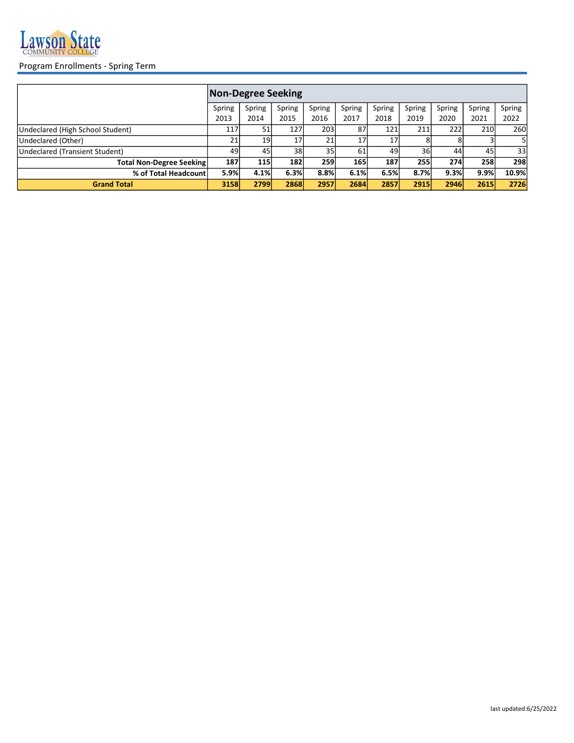Lawson State COMMUNITY COLLEGE

Program Enrollments - Spring Term

| | Non-Degree Seeking | | | | | | | | | |
|---|---|---|---|---|---|---|---|---|---|---|
| | Spring 2013 | Spring 2014 | Spring 2015 | Spring 2016 | Spring 2017 | Spring 2018 | Spring 2019 | Spring 2020 | Spring 2021 | Spring 2022 |
| Undeclared (High School Student) | 117 | 51 | 127 | 203 | 87 | 121 | 211 | 222 | 210 | 260 |
| Undeclared (Other) | 21 | 19 | 17 | 21 | 17 | 17 | 8 | 8 | 3 | 5 |
| Undeclared (Transient Student) | 49 | 45 | 38 | 35 | 61 | 49 | 36 | 44 | 45 | 33 |
| **Total Non-Degree Seeking** | **187** | **115** | **182** | **259** | **165** | **187** | **255** | **274** | **258** | **298** |
| **% of Total Headcount** | **5.9%** | **4.1%** | **6.3%** | **8.8%** | **6.1%** | **6.5%** | **8.7%** | **9.3%** | **9.9%** | **10.9%** |
| **Grand Total** | **3158** | **2799** | **2868** | **2957** | **2684** | **2857** | **2915** | **2946** | **2615** | **2726** |

last updated:6/25/2022